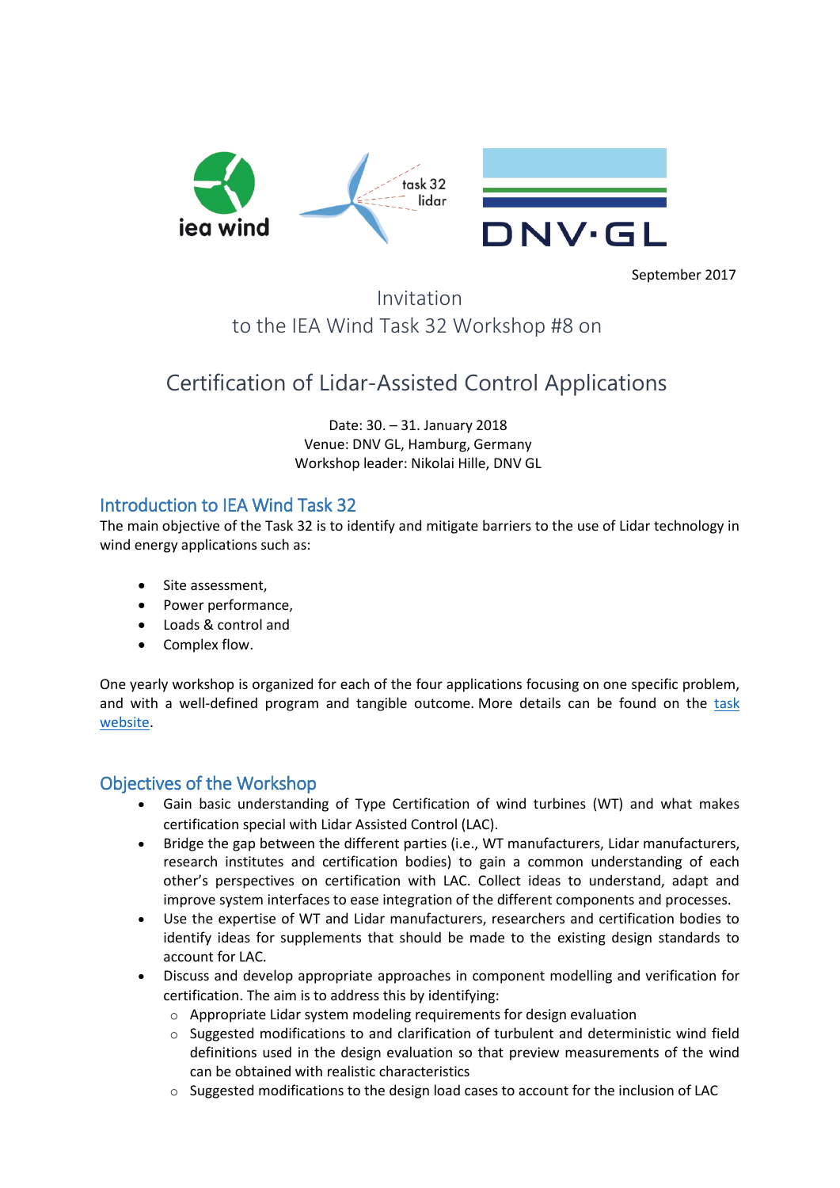September 2017

# Invitation
# to the IEA Wind Task 32 Workshop #8 on

# Certification of Lidar-Assisted Control Applications

Date: 30. – 31. January 2018
Venue: DNV GL, Hamburg, Germany
Workshop leader: Nikolai Hille, DNV GL

## Introduction to IEA Wind Task 32

The main objective of the Task 32 is to identify and mitigate barriers to the use of Lidar technology in wind energy applications such as:

- Site assessment,
- Power performance,
- Loads & control and
- Complex flow.

One yearly workshop is organized for each of the four applications focusing on one specific problem, and with a well-defined program and tangible outcome. More details can be found on the task website.

## Objectives of the Workshop

- Gain basic understanding of Type Certification of wind turbines (WT) and what makes certification special with Lidar Assisted Control (LAC).
- Bridge the gap between the different parties (i.e., WT manufacturers, Lidar manufacturers, research institutes and certification bodies) to gain a common understanding of each other's perspectives on certification with LAC. Collect ideas to understand, adapt and improve system interfaces to ease integration of the different components and processes.
- Use the expertise of WT and Lidar manufacturers, researchers and certification bodies to identify ideas for supplements that should be made to the existing design standards to account for LAC.
- Discuss and develop appropriate approaches in component modelling and verification for certification. The aim is to address this by identifying:
  - Appropriate Lidar system modeling requirements for design evaluation
  - Suggested modifications to and clarification of turbulent and deterministic wind field definitions used in the design evaluation so that preview measurements of the wind can be obtained with realistic characteristics
  - Suggested modifications to the design load cases to account for the inclusion of LAC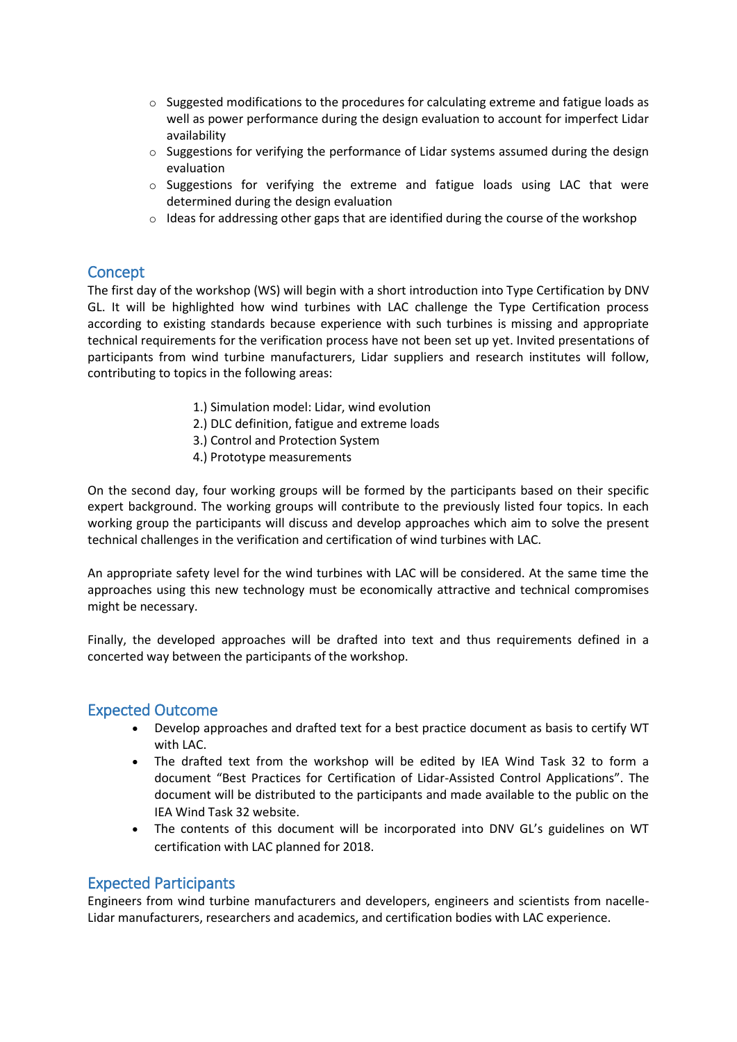- Suggested modifications to the procedures for calculating extreme and fatigue loads as well as power performance during the design evaluation to account for imperfect Lidar availability
- Suggestions for verifying the performance of Lidar systems assumed during the design evaluation
- Suggestions for verifying the extreme and fatigue loads using LAC that were determined during the design evaluation
- Ideas for addressing other gaps that are identified during the course of the workshop

## Concept

The first day of the workshop (WS) will begin with a short introduction into Type Certification by DNV GL. It will be highlighted how wind turbines with LAC challenge the Type Certification process according to existing standards because experience with such turbines is missing and appropriate technical requirements for the verification process have not been set up yet. Invited presentations of participants from wind turbine manufacturers, Lidar suppliers and research institutes will follow, contributing to topics in the following areas:

1.) Simulation model: Lidar, wind evolution
2.) DLC definition, fatigue and extreme loads
3.) Control and Protection System
4.) Prototype measurements

On the second day, four working groups will be formed by the participants based on their specific expert background. The working groups will contribute to the previously listed four topics. In each working group the participants will discuss and develop approaches which aim to solve the present technical challenges in the verification and certification of wind turbines with LAC.

An appropriate safety level for the wind turbines with LAC will be considered. At the same time the approaches using this new technology must be economically attractive and technical compromises might be necessary.

Finally, the developed approaches will be drafted into text and thus requirements defined in a concerted way between the participants of the workshop.

## Expected Outcome

- Develop approaches and drafted text for a best practice document as basis to certify WT with LAC.
- The drafted text from the workshop will be edited by IEA Wind Task 32 to form a document "Best Practices for Certification of Lidar-Assisted Control Applications". The document will be distributed to the participants and made available to the public on the IEA Wind Task 32 website.
- The contents of this document will be incorporated into DNV GL's guidelines on WT certification with LAC planned for 2018.

## Expected Participants

Engineers from wind turbine manufacturers and developers, engineers and scientists from nacelle-Lidar manufacturers, researchers and academics, and certification bodies with LAC experience.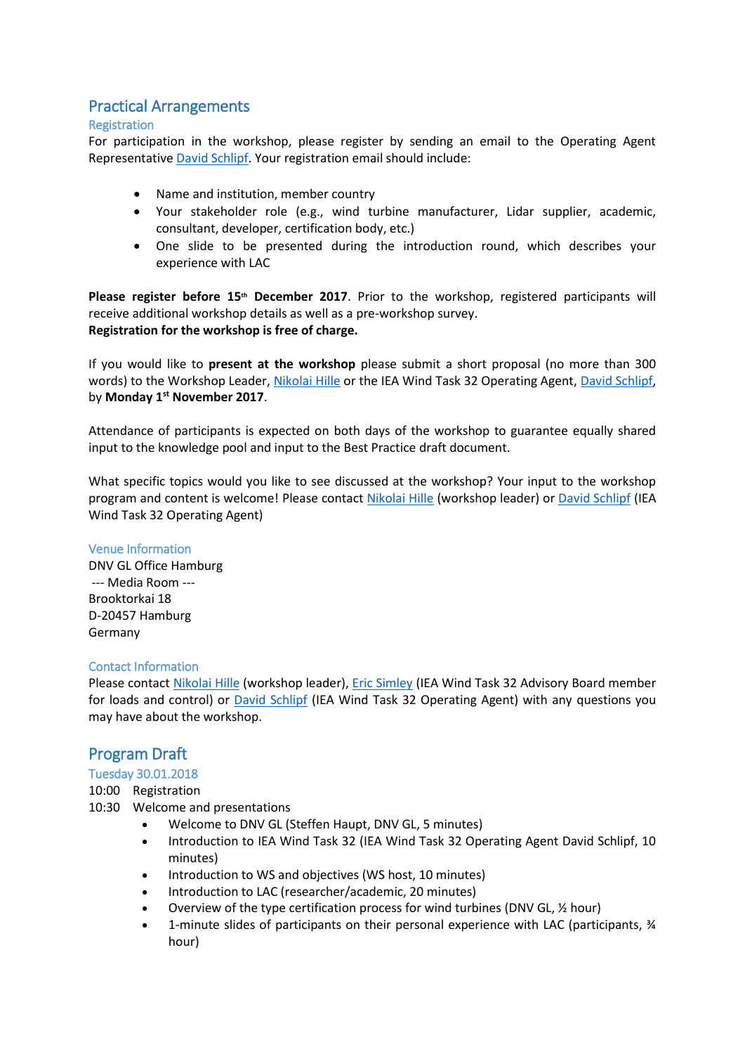## Practical Arrangements

### Registration

For participation in the workshop, please register by sending an email to the Operating Agent Representative David Schlipf. Your registration email should include:

- Name and institution, member country
- Your stakeholder role (e.g., wind turbine manufacturer, Lidar supplier, academic, consultant, developer, certification body, etc.)
- One slide to be presented during the introduction round, which describes your experience with LAC

**Please register before 15th December 2017**. Prior to the workshop, registered participants will receive additional workshop details as well as a pre-workshop survey.
**Registration for the workshop is free of charge.**

If you would like to **present at the workshop** please submit a short proposal (no more than 300 words) to the Workshop Leader, Nikolai Hille or the IEA Wind Task 32 Operating Agent, David Schlipf, by **Monday 1st November 2017**.

Attendance of participants is expected on both days of the workshop to guarantee equally shared input to the knowledge pool and input to the Best Practice draft document.

What specific topics would you like to see discussed at the workshop? Your input to the workshop program and content is welcome! Please contact Nikolai Hille (workshop leader) or David Schlipf (IEA Wind Task 32 Operating Agent)

### Venue Information

DNV GL Office Hamburg
--- Media Room ---
Brooktorkai 18
D-20457 Hamburg
Germany

### Contact Information

Please contact Nikolai Hille (workshop leader), Eric Simley (IEA Wind Task 32 Advisory Board member for loads and control) or David Schlipf (IEA Wind Task 32 Operating Agent) with any questions you may have about the workshop.

## Program Draft

### Tuesday 30.01.2018

10:00 Registration

10:30 Welcome and presentations

- Welcome to DNV GL (Steffen Haupt, DNV GL, 5 minutes)
- Introduction to IEA Wind Task 32 (IEA Wind Task 32 Operating Agent David Schlipf, 10 minutes)
- Introduction to WS and objectives (WS host, 10 minutes)
- Introduction to LAC (researcher/academic, 20 minutes)
- Overview of the type certification process for wind turbines (DNV GL, ½ hour)
- 1-minute slides of participants on their personal experience with LAC (participants, ¾ hour)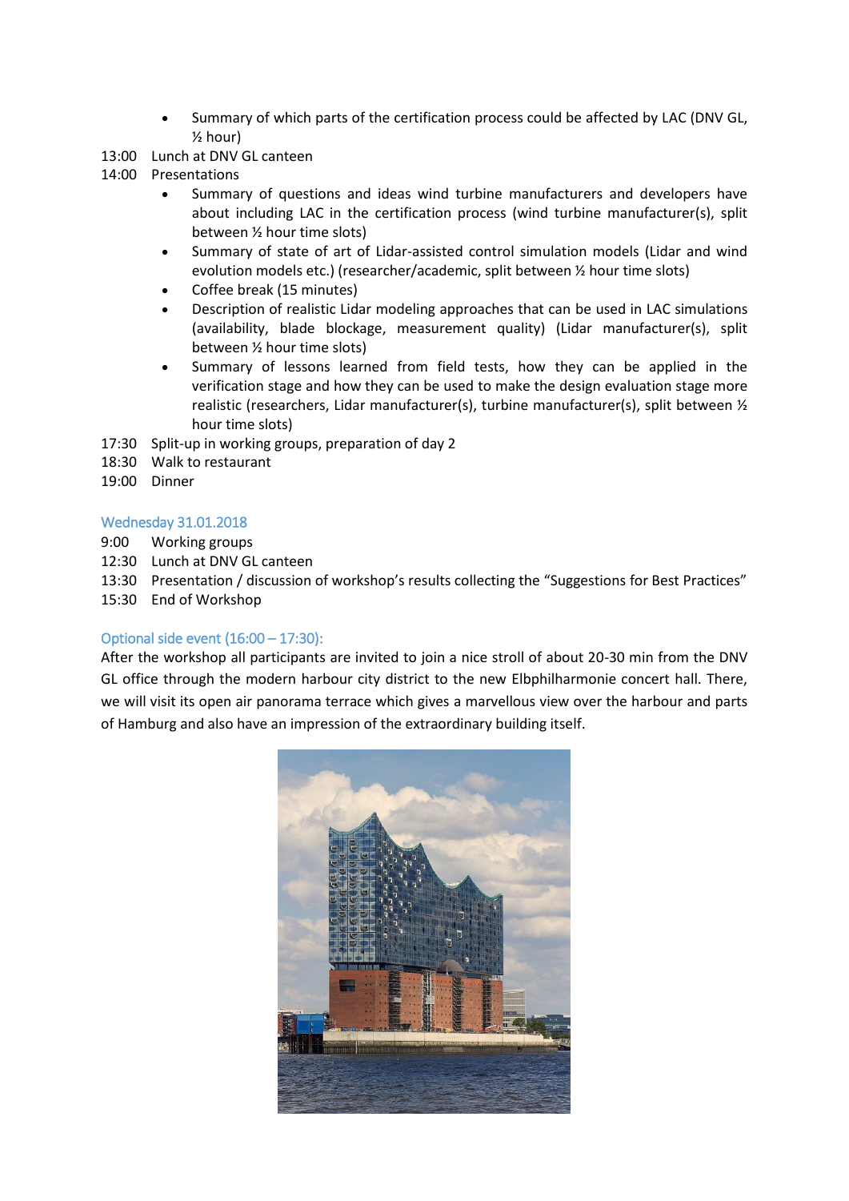- Summary of which parts of the certification process could be affected by LAC (DNV GL, ½ hour)

13:00 Lunch at DNV GL canteen

14:00 Presentations

- Summary of questions and ideas wind turbine manufacturers and developers have about including LAC in the certification process (wind turbine manufacturer(s), split between ½ hour time slots)
- Summary of state of art of Lidar-assisted control simulation models (Lidar and wind evolution models etc.) (researcher/academic, split between ½ hour time slots)
- Coffee break (15 minutes)
- Description of realistic Lidar modeling approaches that can be used in LAC simulations (availability, blade blockage, measurement quality) (Lidar manufacturer(s), split between ½ hour time slots)
- Summary of lessons learned from field tests, how they can be applied in the verification stage and how they can be used to make the design evaluation stage more realistic (researchers, Lidar manufacturer(s), turbine manufacturer(s), split between ½ hour time slots)

17:30 Split-up in working groups, preparation of day 2

18:30 Walk to restaurant

19:00 Dinner

### Wednesday 31.01.2018

9:00 Working groups

12:30 Lunch at DNV GL canteen

13:30 Presentation / discussion of workshop's results collecting the "Suggestions for Best Practices"

15:30 End of Workshop

### Optional side event (16:00 – 17:30):

After the workshop all participants are invited to join a nice stroll of about 20-30 min from the DNV GL office through the modern harbour city district to the new Elbphilharmonie concert hall. There, we will visit its open air panorama terrace which gives a marvellous view over the harbour and parts of Hamburg and also have an impression of the extraordinary building itself.